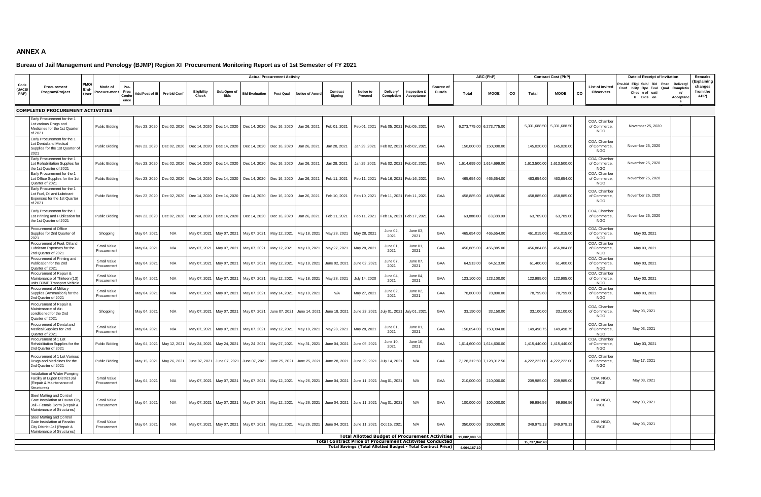## ANNEX A

### Bureau of Jail Management and Penology (BJMP) Region XI Procurement Monitoring Report as of 1st Semester of FY 2021

| Code (UACS/PAP) | Procurement Program/Project | PMO/End-User | Mode of Procurement | Actual Procurement Activity | | | | | | | | | | | | | Source of Funds | ABC (PhP) | | | Contract Cost (PhP) | | | List of Invited Observers | Date of Receipt of Invitation | | | | | | | | Remarks (Explaining changes from the APP) |
|---|---|---|---|---|---|---|---|---|---|---|---|---|---|---|---|---|---|---|---|---|---|---|---|---|---|---|---|---|---|---|---|---|---|
| | | | | Pre-Proc Conference | Ads/Post of IB | Pre-bid Conf | Eligibility Check | Sub/Open of Bids | Bid Evaluation | Post Qual | Notice of Award | Contract Signing | Notice to Proceed | Delivery/ Completion | Inspection & Acceptance | | | Total | MOOE | CO | Total | MOOE | CO | | Pre-bid Conf | Eligibility Check | Sub/ Open of Bids | Bid Evaluation | Post Qual | Delivery/ Completion/ Acceptance | | | |
| **COMPLETED PROCUREMENT ACTIVITIES** | | | | | | | | | | | | | | | | | | | | | | | | | | | | | | | | | |
| | Early Procurement for the 1 Lot various Drugs and Medicines for the 1st Quarter of 2021 | | Public Bidding | | Nov 23, 2020 | Dec 02, 2020 | Dec 14, 2020 | Dec 14, 2020 | Dec 14, 2020 | Dec 16, 2020 | Jan 26, 2021 | Feb 01, 2021 | Feb 01, 2021 | Feb 05, 2021 | Feb 05, 2021 | GAA | 6,273,775.00 | 6,273,775.00 | | 5,331,688.50 | 5,331,688.50 | | COA, Chamber of Commerce, NGO | November 25, 2020 | | | | | | | | |
| | Early Procurement for the 1 Lot Dental and Medical Supplies for the 1st Quarter of 2021 | | Public Bidding | | Nov 23, 2020 | Dec 02, 2020 | Dec 14, 2020 | Dec 14, 2020 | Dec 14, 2020 | Dec 16, 2020 | Jan 26, 2021 | Jan 28, 2021 | Jan 29, 2021 | Feb 02, 2021 | Feb 02, 2021 | GAA | 150,000.00 | 150,000.00 | | 145,020.00 | 145,020.00 | | COA, Chamber of Commerce, NGO | November 25, 2020 | | | | | | | | |
| | Early Procurement for the 1 Lot Rehabilitation Supplies for the 1st Quarter of 2021 | | Public Bidding | | Nov 23, 2020 | Dec 02, 2020 | Dec 14, 2020 | Dec 14, 2020 | Dec 14, 2020 | Dec 16, 2020 | Jan 26, 2021 | Jan 28, 2021 | Jan 29, 2021 | Feb 02, 2021 | Feb 02, 2021 | GAA | 1,614,699.00 | 1,614,699.00 | | 1,613,500.00 | 1,613,500.00 | | COA, Chamber of Commerce, NGO | November 25, 2020 | | | | | | | | |
| | Early Procurement for the 1 Lot Office Supplies for the 1st Quarter of 2021 | | Public Bidding | | Nov 23, 2020 | Dec 02, 2020 | Dec 14, 2020 | Dec 14, 2020 | Dec 14, 2020 | Dec 16, 2020 | Jan 26, 2021 | Feb 11, 2021 | Feb 11, 2021 | Feb 16, 2021 | Feb 16, 2021 | GAA | 465,654.00 | 465,654.00 | | 463,654.00 | 463,654.00 | | COA, Chamber of Commerce, NGO | November 25, 2020 | | | | | | | | |
| | Early Procurement for the 1 Lot Fuel, Oil and Lubricant Expenses for the 1st Quarter of 2021 | | Public Bidding | | Nov 23, 2020 | Dec 02, 2020 | Dec 14, 2020 | Dec 14, 2020 | Dec 14, 2020 | Dec 16, 2020 | Jan 26, 2021 | Feb 10, 2021 | Feb 10, 2021 | Feb 11, 2021 | Feb 11, 2021 | GAA | 458,885.00 | 458,885.00 | | 458,885.00 | 458,885.00 | | COA, Chamber of Commerce, NGO | November 25, 2020 | | | | | | | | |
| | Early Procurement for the 1 Lot Printing and Publication for the 1st Quarter of 2021 | | Public Bidding | | Nov 23, 2020 | Dec 02, 2020 | Dec 14, 2020 | Dec 14, 2020 | Dec 14, 2020 | Dec 16, 2020 | Jan 26, 2021 | Feb 11, 2021 | Feb 11, 2021 | Feb 16, 2021 | Feb 17, 2021 | GAA | 63,888.00 | 63,888.00 | | 63,789.00 | 63,789.00 | | COA, Chamber of Commerce, NGO | November 25, 2020 | | | | | | | | |
| | Procurement of Office Supplies for 2nd Quarter of 2021 | | Shopping | | May 04, 2021 | N/A | May 07, 2021 | May 07, 2021 | May 07, 2021 | May 12, 2021 | May 18, 2021 | May 28, 2021 | May 28, 2021 | June 02, 2021 | June 03, 2021 | GAA | 465,654.00 | 465,654.00 | | 461,015.00 | 461,015.00 | | COA, Chamber of Commerce, NGO | May 03, 2021 | | | | | | | | |
| | Procurement of Fuel, Oil and Lubricant Expenses for the 2nd Quarter of 2021 | | Small Value Procurement | | May 04, 2021 | N/A | May 07, 2021 | May 07, 2021 | May 07, 2021 | May 12, 2021 | May 18, 2021 | May 27, 2021 | May 28, 2021 | June 01, 2021 | June 01, 2021 | GAA | 456,885.00 | 456,885.00 | | 456,884.86 | 456,884.86 | | COA, Chamber of Commerce, NGO | May 03, 2021 | | | | | | | | |
| | Procurement of Printing and Publication for the 2nd Quarter of 2021 | | Small Value Procurement | | May 04, 2021 | N/A | May 07, 2021 | May 07, 2021 | May 07, 2021 | May 12, 2021 | May 18, 2021 | June 02, 2021 | June 02, 2021 | June 07, 2021 | June 07, 2021 | GAA | 64,513.00 | 64,513.00 | | 61,400.00 | 61,400.00 | | COA, Chamber of Commerce, NGO | May 03, 2021 | | | | | | | | |
| | Procurement of Repair & Maintenance of Thirteen (13) units BJMP Transport Vehicle | | Small Value Procurement | | May 04, 2021 | N/A | May 07, 2021 | May 07, 2021 | May 07, 2021 | May 12, 2021 | May 18, 2021 | May 28, 2021 | July 14, 2020 | June 04, 2021 | June 04, 2021 | GAA | 123,100.00 | 123,100.00 | | 122,995.00 | 122,995.00 | | COA, Chamber of Commerce, NGO | May 03, 2021 | | | | | | | | |
| | Procurement of Military Supplies (Ammunition) for the 2nd Quarter of 2021 | | Small Value Procurement | | May 04, 2021 | N/A | May 07, 2021 | May 07, 2021 | May 07, 2021 | May 14, 2021 | May 18, 2021 | N/A | May 27, 2021 | June 02, 2021 | June 02, 2021 | GAA | 78,800.00 | 78,800.00 | | 78,799.60 | 78,799.60 | | COA, Chamber of Commerce, NGO | May 03, 2021 | | | | | | | | |
| | Procurement of Repair & Maintenance of Air-conditioned for the 2nd Quarter of 2021 | | Shopping | | May 04, 2021 | N/A | May 07, 2021 | May 07, 2021 | May 07, 2021 | June 07, 2021 | June 14, 2021 | June 18, 2021 | June 23, 2021 | July 01, 2021 | July 01, 2021 | GAA | 33,150.00 | 33,150.00 | | 33,100.00 | 33,100.00 | | COA, Chamber of Commerce, NGO | May 03, 2021 | | | | | | | | |
| | Procurement of Dental and Medical Supplies for 2nd Quarter of 2021 | | Small Value Procurement | | May 04, 2021 | N/A | May 07, 2021 | May 07, 2021 | May 07, 2021 | May 12, 2021 | May 18, 2021 | May 28, 2021 | May 28, 2021 | June 01, 2021 | June 01, 2021 | GAA | 150,094.00 | 150,094.00 | | 149,498.75 | 149,498.75 | | COA, Chamber of Commerce, NGO | May 03, 2021 | | | | | | | | |
| | Procurement of 1 Lot Rehabilitation Supplies for the 2nd Quarter of 2021 | | Public Bidding | | May 04, 2021 | May 12, 2021 | May 24, 2021 | May 24, 2021 | May 24, 2021 | May 27, 2021 | May 31, 2021 | June 04, 2021 | June 05, 2021 | June 10, 2021 | June 10, 2021 | GAA | 1,614,600.00 | 1,614,600.00 | | 1,415,440.00 | 1,415,440.00 | | COA, Chamber of Commerce, NGO | May 03, 2021 | | | | | | | | |
| | Procurement of 1 Lot Various Drugs and Medicines for the 2nd Quarter of 2021 | | Public Bidding | | May 15, 2021 | May 26, 2021 | June 07, 2021 | June 07, 2021 | June 07, 2021 | June 25, 2021 | June 25, 2021 | June 28, 2021 | June 29, 2021 | July 14, 2021 | N/A | GAA | 7,128,312.50 | 7,128,312.50 | | 4,222,222.00 | 4,222,222.00 | | COA, Chamber of Commerce, NGO | May 17, 2021 | | | | | | | | |
| | Installation of Water Pumping Facility at Lupon District Jail (Repair & Maintenance of Structures) | | Small Value Procurement | | May 04, 2021 | N/A | May 07, 2021 | May 07, 2021 | May 07, 2021 | May 12, 2021 | May 26, 2021 | June 04, 2021 | June 11, 2021 | Aug 01, 2021 | N/A | GAA | 210,000.00 | 210,000.00 | | 209,985.00 | 209,985.00 | | COA, NGO, PICE | May 03, 2021 | | | | | | | | |
| | Steel Matting and Control Gate Installation at Davao City Jail - Female Dorm (Repair & Maintenance of Structures) | | Small Value Procurement | | May 04, 2021 | N/A | May 07, 2021 | May 07, 2021 | May 07, 2021 | May 12, 2021 | May 26, 2021 | June 04, 2021 | June 11, 2021 | Aug 01, 2021 | N/A | GAA | 100,000.00 | 100,000.00 | | 99,986.56 | 99,986.56 | | COA, NGO, PICE | May 03, 2021 | | | | | | | | |
| | Steel Matting and Control Gate Installation at Panabo City District Jail (Repair & Maintenance of Structures) | | Small Value Procurement | | May 04, 2021 | N/A | May 07, 2021 | May 07, 2021 | May 07, 2021 | May 12, 2021 | May 26, 2021 | June 04, 2021 | June 11, 2021 | Oct 15, 2021 | N/A | GAA | 350,000.00 | 350,000.00 | | 349,979.13 | 349,979.13 | | COA, NGO, PICE | May 03, 2021 | | | | | | | | |
| | | | | | | | | | | | | | | | **Total Allotted Budget of Procurement Activities** | | | 19,802,009.50 | | | | | | | | | | | | | | | |
| | | | | | | | | | | | | | | | **Total Contract Price of Procurement Actitvites Conducted** | | | | | | 15,737,842.40 | | | | | | | | | | | | |
| | | | | | | | | | | | | | | | **Total Savings (Total Allotted Budget - Total Contract Price)** | | | 4,064,167.10 | | | | | | | | | | | | | | | |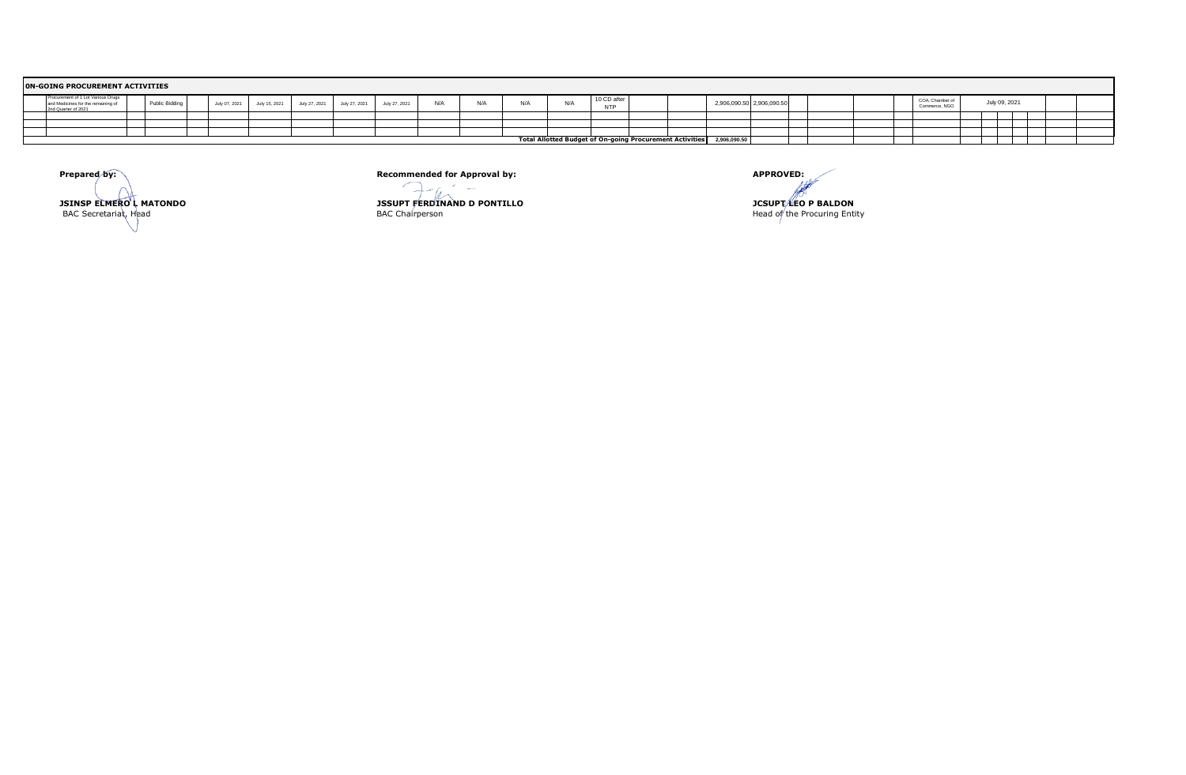**ON-GOING PROCUREMENT ACTIVITIES**

| | | | | | | | | | | | | | | | | | | | | | | | | | | | | | | | | |
|---|---|---|---|---|---|---|---|---|---|---|---|---|---|---|---|---|---|---|---|---|---|---|---|---|---|---|---|---|---|---|---|---|
| | Procurement of 1 Lot Various Drugs and Medicines for the remaining of 2nd Quarter of 2021 | | Public Bidding | | July 07, 2021 | July 15, 2021 | July 27, 2021 | July 27, 2021 | July 27, 2021 | N/A | N/A | N/A | N/A | 10 CD after NTP | | | 2,906,090.50 | 2,906,090.50 | | | | | | | COA, Chamber of Commerce, NGO | July 09, 2021 | | | | | | |
| | | | | | | | | | | | | | | | | | | | | | | | | | | | | | | | | |
| | | | | | | | | | | | | | | | | | | | | | | | | | | | | | | | | |
| | | | | | | | | | | | | | | | | | | | | | | | | | | | | | | | | |
| Total Allotted Budget of On-going Procurement Activities | | | | | | | | | | | | | | | | | 2,906,090.50 | | | | | | | | | | | | | | | |

**Prepared by:**

**JSINSP ELMERO L MATONDO**
BAC Secretariat, Head

**Recommended for Approval by:**

**JSSUPT FERDINAND D PONTILLO**
BAC Chairperson

**APPROVED:**

**JCSUPT LEO P BALDON**
Head of the Procuring Entity